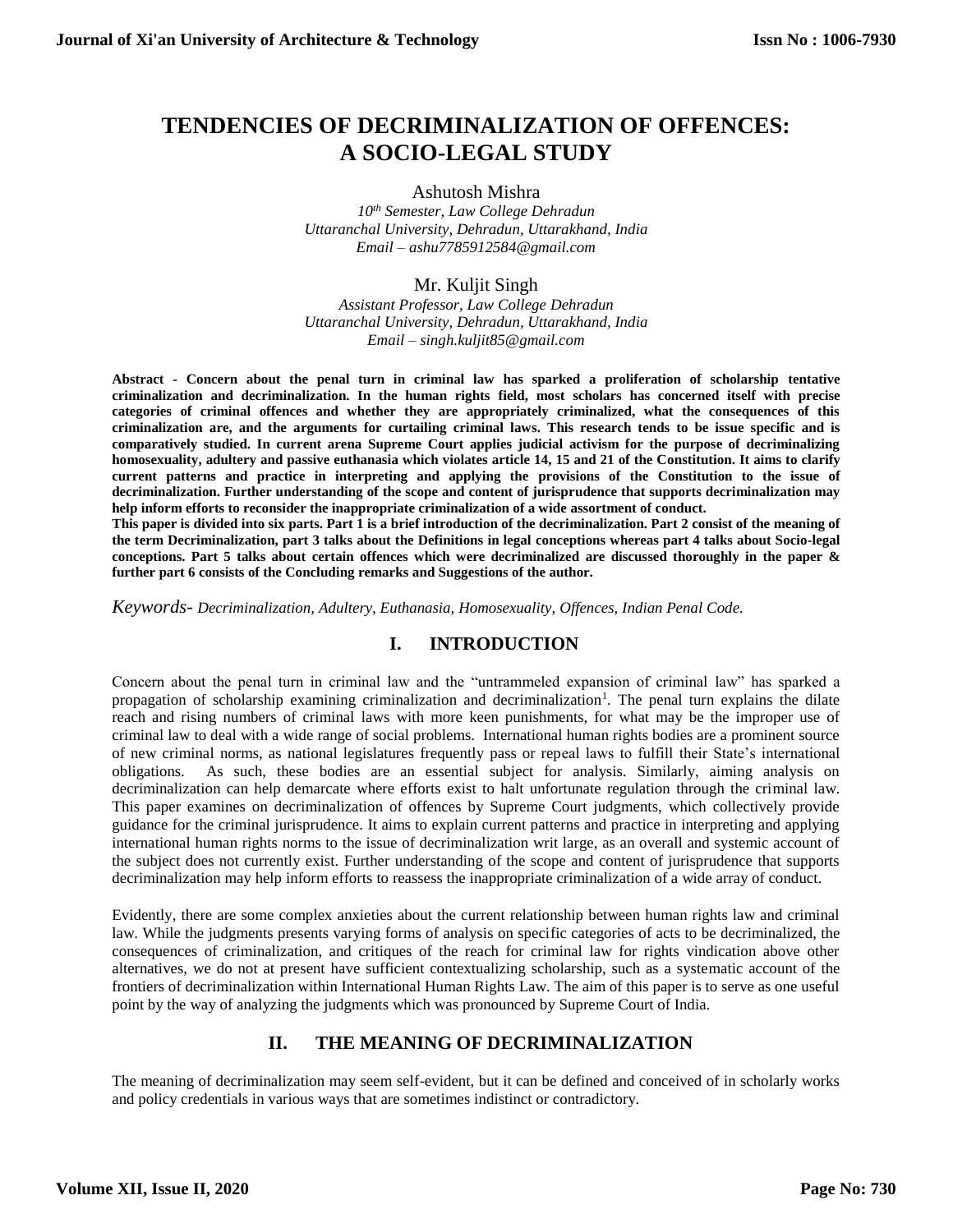# TENDENCIES OF DECRIMINALIZATION OF OFFENCES: A SOCIO-LEGAL STUDY

Ashutosh Mishra

*10[th] Semester, Law College Dehradun*
*Uttaranchal University, Dehradun, Uttarakhand, India*
*Email – ashu7785912584@gmail.com*

Mr. Kuljit Singh

*Assistant Professor, Law College Dehradun*
*Uttaranchal University, Dehradun, Uttarakhand, India*
*Email – singh.kuljit85@gmail.com*

**Abstract - Concern about the penal turn in criminal law has sparked a proliferation of scholarship tentative criminalization and decriminalization. In the human rights field, most scholars has concerned itself with precise categories of criminal offences and whether they are appropriately criminalized, what the consequences of this criminalization are, and the arguments for curtailing criminal laws. This research tends to be issue specific and is comparatively studied. In current arena Supreme Court applies judicial activism for the purpose of decriminalizing homosexuality, adultery and passive euthanasia which violates article 14, 15 and 21 of the Constitution. It aims to clarify current patterns and practice in interpreting and applying the provisions of the Constitution to the issue of decriminalization. Further understanding of the scope and content of jurisprudence that supports decriminalization may help inform efforts to reconsider the inappropriate criminalization of a wide assortment of conduct.**

**This paper is divided into six parts. Part 1 is a brief introduction of the decriminalization. Part 2 consist of the meaning of the term Decriminalization, part 3 talks about the Definitions in legal conceptions whereas part 4 talks about Socio-legal conceptions. Part 5 talks about certain offences which were decriminalized are discussed thoroughly in the paper & further part 6 consists of the Concluding remarks and Suggestions of the author.**

*Keywords- Decriminalization, Adultery, Euthanasia, Homosexuality, Offences, Indian Penal Code.*

## I. INTRODUCTION

Concern about the penal turn in criminal law and the "untrammeled expansion of criminal law" has sparked a propagation of scholarship examining criminalization and decriminalization[1]. The penal turn explains the dilate reach and rising numbers of criminal laws with more keen punishments, for what may be the improper use of criminal law to deal with a wide range of social problems. International human rights bodies are a prominent source of new criminal norms, as national legislatures frequently pass or repeal laws to fulfill their State's international obligations. As such, these bodies are an essential subject for analysis. Similarly, aiming analysis on decriminalization can help demarcate where efforts exist to halt unfortunate regulation through the criminal law. This paper examines on decriminalization of offences by Supreme Court judgments, which collectively provide guidance for the criminal jurisprudence. It aims to explain current patterns and practice in interpreting and applying international human rights norms to the issue of decriminalization writ large, as an overall and systemic account of the subject does not currently exist. Further understanding of the scope and content of jurisprudence that supports decriminalization may help inform efforts to reassess the inappropriate criminalization of a wide array of conduct.

Evidently, there are some complex anxieties about the current relationship between human rights law and criminal law. While the judgments presents varying forms of analysis on specific categories of acts to be decriminalized, the consequences of criminalization, and critiques of the reach for criminal law for rights vindication above other alternatives, we do not at present have sufficient contextualizing scholarship, such as a systematic account of the frontiers of decriminalization within International Human Rights Law. The aim of this paper is to serve as one useful point by the way of analyzing the judgments which was pronounced by Supreme Court of India.

## II. THE MEANING OF DECRIMINALIZATION

The meaning of decriminalization may seem self-evident, but it can be defined and conceived of in scholarly works and policy credentials in various ways that are sometimes indistinct or contradictory.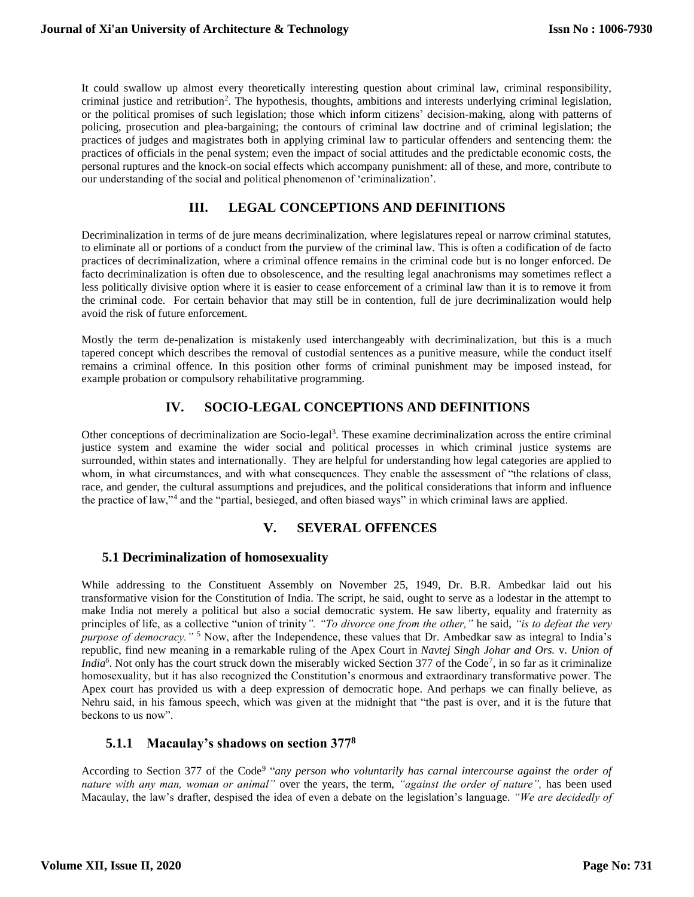It could swallow up almost every theoretically interesting question about criminal law, criminal responsibility, criminal justice and retribution[2]. The hypothesis, thoughts, ambitions and interests underlying criminal legislation, or the political promises of such legislation; those which inform citizens' decision-making, along with patterns of policing, prosecution and plea-bargaining; the contours of criminal law doctrine and of criminal legislation; the practices of judges and magistrates both in applying criminal law to particular offenders and sentencing them: the practices of officials in the penal system; even the impact of social attitudes and the predictable economic costs, the personal ruptures and the knock-on social effects which accompany punishment: all of these, and more, contribute to our understanding of the social and political phenomenon of 'criminalization'.

## III. LEGAL CONCEPTIONS AND DEFINITIONS

Decriminalization in terms of de jure means decriminalization, where legislatures repeal or narrow criminal statutes, to eliminate all or portions of a conduct from the purview of the criminal law. This is often a codification of de facto practices of decriminalization, where a criminal offence remains in the criminal code but is no longer enforced. De facto decriminalization is often due to obsolescence, and the resulting legal anachronisms may sometimes reflect a less politically divisive option where it is easier to cease enforcement of a criminal law than it is to remove it from the criminal code. For certain behavior that may still be in contention, full de jure decriminalization would help avoid the risk of future enforcement.

Mostly the term de-penalization is mistakenly used interchangeably with decriminalization, but this is a much tapered concept which describes the removal of custodial sentences as a punitive measure, while the conduct itself remains a criminal offence. In this position other forms of criminal punishment may be imposed instead, for example probation or compulsory rehabilitative programming.

## IV. SOCIO-LEGAL CONCEPTIONS AND DEFINITIONS

Other conceptions of decriminalization are Socio-legal[3]. These examine decriminalization across the entire criminal justice system and examine the wider social and political processes in which criminal justice systems are surrounded, within states and internationally. They are helpful for understanding how legal categories are applied to whom, in what circumstances, and with what consequences. They enable the assessment of "the relations of class, race, and gender, the cultural assumptions and prejudices, and the political considerations that inform and influence the practice of law,"[4] and the "partial, besieged, and often biased ways" in which criminal laws are applied.

## V. SEVERAL OFFENCES

### 5.1 Decriminalization of homosexuality

While addressing to the Constituent Assembly on November 25, 1949, Dr. B.R. Ambedkar laid out his transformative vision for the Constitution of India. The script, he said, ought to serve as a lodestar in the attempt to make India not merely a political but also a social democratic system. He saw liberty, equality and fraternity as principles of life, as a collective "union of trinity*". "To divorce one from the other,"* he said, *"is to defeat the very purpose of democracy."* [5] Now, after the Independence, these values that Dr. Ambedkar saw as integral to India's republic, find new meaning in a remarkable ruling of the Apex Court in ***Navtej Singh Johar and Ors.*** v. ***Union of India***[6]. Not only has the court struck down the miserably wicked Section 377 of the Code[7], in so far as it criminalize homosexuality, but it has also recognized the Constitution's enormous and extraordinary transformative power. The Apex court has provided us with a deep expression of democratic hope. And perhaps we can finally believe, as Nehru said, in his famous speech, which was given at the midnight that "the past is over, and it is the future that beckons to us now".

#### 5.1.1 Macaulay's shadows on section 377[8]

According to Section 377 of the Code[9] "*any person who voluntarily has carnal intercourse against the order of nature with any man, woman or animal"* over the years, the term, *"against the order of nature",* has been used Macaulay, the law's drafter, despised the idea of even a debate on the legislation's language. *"We are decidedly of*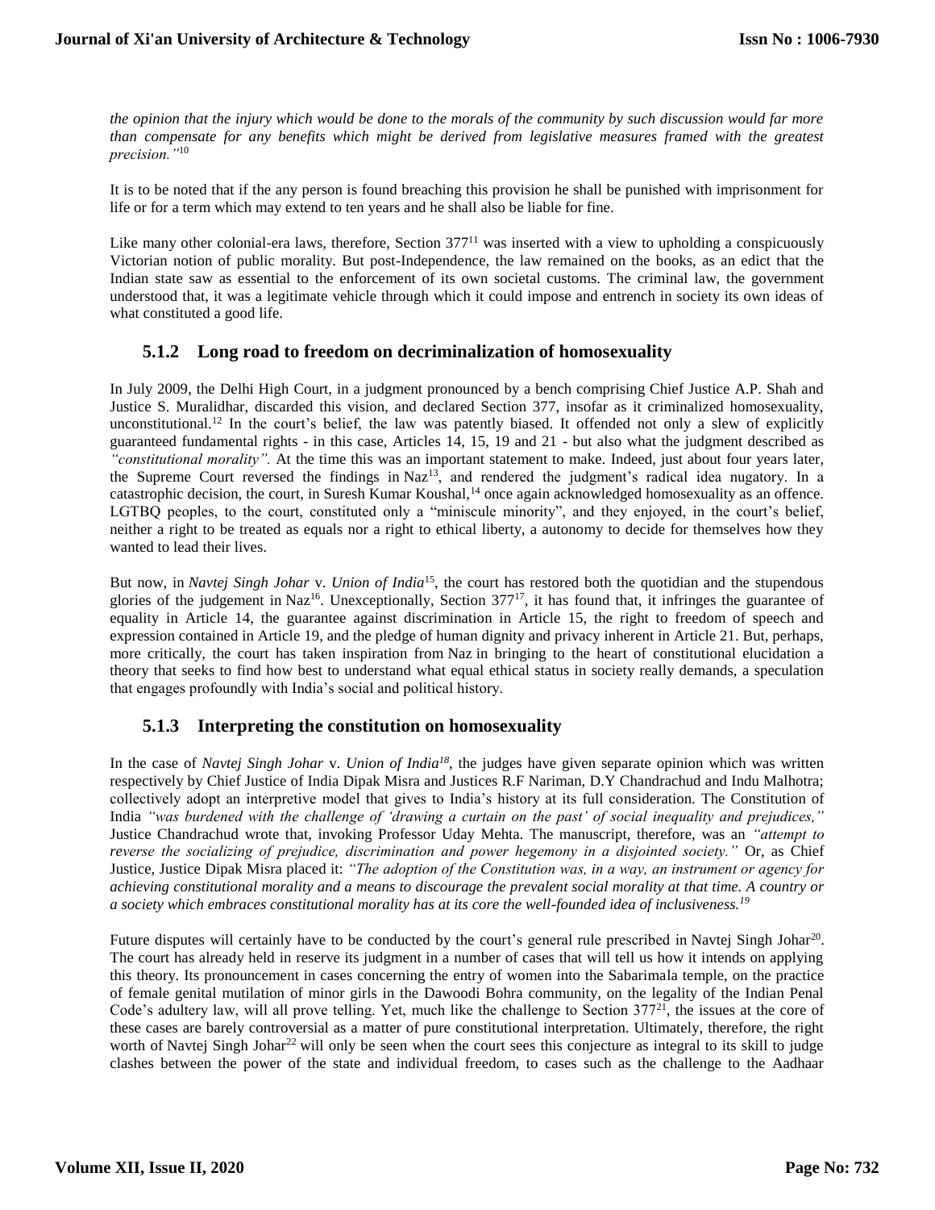*the opinion that the injury which would be done to the morals of the community by such discussion would far more than compensate for any benefits which might be derived from legislative measures framed with the greatest precision."*[10]

It is to be noted that if the any person is found breaching this provision he shall be punished with imprisonment for life or for a term which may extend to ten years and he shall also be liable for fine.

Like many other colonial-era laws, therefore, Section 377[11] was inserted with a view to upholding a conspicuously Victorian notion of public morality. But post-Independence, the law remained on the books, as an edict that the Indian state saw as essential to the enforcement of its own societal customs. The criminal law, the government understood that, it was a legitimate vehicle through which it could impose and entrench in society its own ideas of what constituted a good life.

### 5.1.2 Long road to freedom on decriminalization of homosexuality

In July 2009, the Delhi High Court, in a judgment pronounced by a bench comprising Chief Justice A.P. Shah and Justice S. Muralidhar, discarded this vision, and declared Section 377, insofar as it criminalized homosexuality, unconstitutional.[12] In the court's belief, the law was patently biased. It offended not only a slew of explicitly guaranteed fundamental rights - in this case, Articles 14, 15, 19 and 21 - but also what the judgment described as *"constitutional morality".* At the time this was an important statement to make. Indeed, just about four years later, the Supreme Court reversed the findings in Naz[13], and rendered the judgment's radical idea nugatory. In a catastrophic decision, the court, in Suresh Kumar Koushal,[14] once again acknowledged homosexuality as an offence. LGTBQ peoples, to the court, constituted only a "miniscule minority", and they enjoyed, in the court's belief, neither a right to be treated as equals nor a right to ethical liberty, a autonomy to decide for themselves how they wanted to lead their lives.

But now, in *Navtej Singh Johar* v. *Union of India*[15], the court has restored both the quotidian and the stupendous glories of the judgement in Naz[16]. Unexceptionally, Section 377[17], it has found that, it infringes the guarantee of equality in Article 14, the guarantee against discrimination in Article 15, the right to freedom of speech and expression contained in Article 19, and the pledge of human dignity and privacy inherent in Article 21. But, perhaps, more critically, the court has taken inspiration from Naz in bringing to the heart of constitutional elucidation a theory that seeks to find how best to understand what equal ethical status in society really demands, a speculation that engages profoundly with India's social and political history.

### 5.1.3 Interpreting the constitution on homosexuality

In the case of *Navtej Singh Johar* v. *Union of India*[18], the judges have given separate opinion which was written respectively by Chief Justice of India Dipak Misra and Justices R.F Nariman, D.Y Chandrachud and Indu Malhotra; collectively adopt an interpretive model that gives to India's history at its full consideration. The Constitution of India *"was burdened with the challenge of 'drawing a curtain on the past' of social inequality and prejudices,"* Justice Chandrachud wrote that, invoking Professor Uday Mehta. The manuscript, therefore, was an *"attempt to reverse the socializing of prejudice, discrimination and power hegemony in a disjointed society."* Or, as Chief Justice, Justice Dipak Misra placed it: *"The adoption of the Constitution was, in a way, an instrument or agency for achieving constitutional morality and a means to discourage the prevalent social morality at that time. A country or a society which embraces constitutional morality has at its core the well-founded idea of inclusiveness.*[19]

Future disputes will certainly have to be conducted by the court's general rule prescribed in Navtej Singh Johar[20]. The court has already held in reserve its judgment in a number of cases that will tell us how it intends on applying this theory. Its pronouncement in cases concerning the entry of women into the Sabarimala temple, on the practice of female genital mutilation of minor girls in the Dawoodi Bohra community, on the legality of the Indian Penal Code's adultery law, will all prove telling. Yet, much like the challenge to Section 377[21], the issues at the core of these cases are barely controversial as a matter of pure constitutional interpretation. Ultimately, therefore, the right worth of Navtej Singh Johar[22] will only be seen when the court sees this conjecture as integral to its skill to judge clashes between the power of the state and individual freedom, to cases such as the challenge to the Aadhaar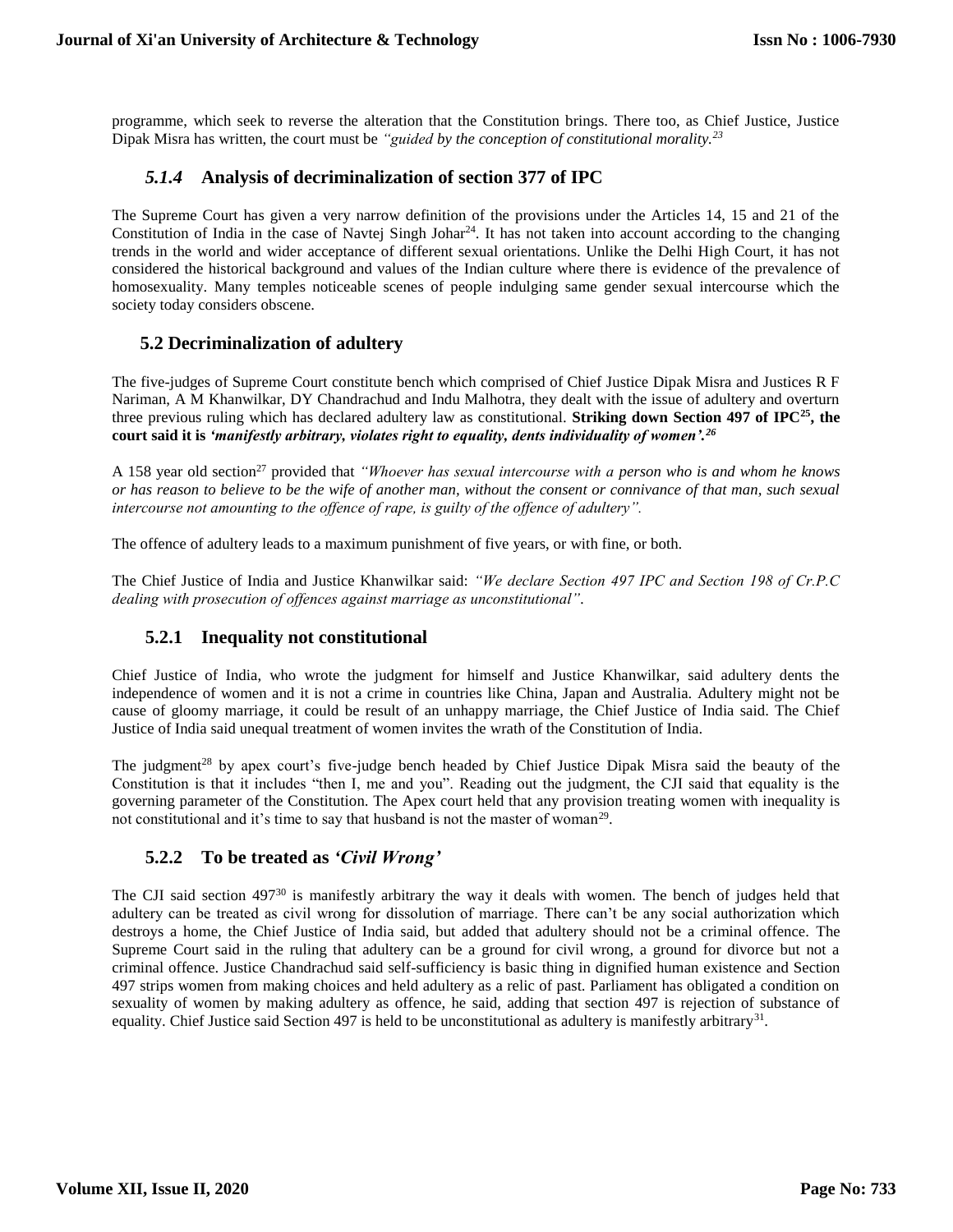programme, which seek to reverse the alteration that the Constitution brings. There too, as Chief Justice, Justice Dipak Misra has written, the court must be *"guided by the conception of constitutional morality.*[23]

### *5.1.4* Analysis of decriminalization of section 377 of IPC

The Supreme Court has given a very narrow definition of the provisions under the Articles 14, 15 and 21 of the Constitution of India in the case of Navtej Singh Johar[24]. It has not taken into account according to the changing trends in the world and wider acceptance of different sexual orientations. Unlike the Delhi High Court, it has not considered the historical background and values of the Indian culture where there is evidence of the prevalence of homosexuality. Many temples noticeable scenes of people indulging same gender sexual intercourse which the society today considers obscene.

## 5.2 Decriminalization of adultery

The five-judges of Supreme Court constitute bench which comprised of Chief Justice Dipak Misra and Justices R F Nariman, A M Khanwilkar, DY Chandrachud and Indu Malhotra, they dealt with the issue of adultery and overturn three previous ruling which has declared adultery law as constitutional. **Striking down Section 497 of IPC[25], the court said it is *'manifestly arbitrary, violates right to equality, dents individuality of women'.*[26]**

A 158 year old section[27] provided that *"Whoever has sexual intercourse with a person who is and whom he knows or has reason to believe to be the wife of another man, without the consent or connivance of that man, such sexual intercourse not amounting to the offence of rape, is guilty of the offence of adultery".*

The offence of adultery leads to a maximum punishment of five years, or with fine, or both.

The Chief Justice of India and Justice Khanwilkar said: *"We declare Section 497 IPC and Section 198 of Cr.P.C dealing with prosecution of offences against marriage as unconstitutional".*

### 5.2.1 Inequality not constitutional

Chief Justice of India, who wrote the judgment for himself and Justice Khanwilkar, said adultery dents the independence of women and it is not a crime in countries like China, Japan and Australia. Adultery might not be cause of gloomy marriage, it could be result of an unhappy marriage, the Chief Justice of India said. The Chief Justice of India said unequal treatment of women invites the wrath of the Constitution of India.

The judgment[28] by apex court's five-judge bench headed by Chief Justice Dipak Misra said the beauty of the Constitution is that it includes "then I, me and you". Reading out the judgment, the CJI said that equality is the governing parameter of the Constitution. The Apex court held that any provision treating women with inequality is not constitutional and it's time to say that husband is not the master of woman[29].

### 5.2.2 To be treated as *'Civil Wrong'*

The CJI said section 497[30] is manifestly arbitrary the way it deals with women. The bench of judges held that adultery can be treated as civil wrong for dissolution of marriage. There can't be any social authorization which destroys a home, the Chief Justice of India said, but added that adultery should not be a criminal offence. The Supreme Court said in the ruling that adultery can be a ground for civil wrong, a ground for divorce but not a criminal offence. Justice Chandrachud said self-sufficiency is basic thing in dignified human existence and Section 497 strips women from making choices and held adultery as a relic of past. Parliament has obligated a condition on sexuality of women by making adultery as offence, he said, adding that section 497 is rejection of substance of equality. Chief Justice said Section 497 is held to be unconstitutional as adultery is manifestly arbitrary[31].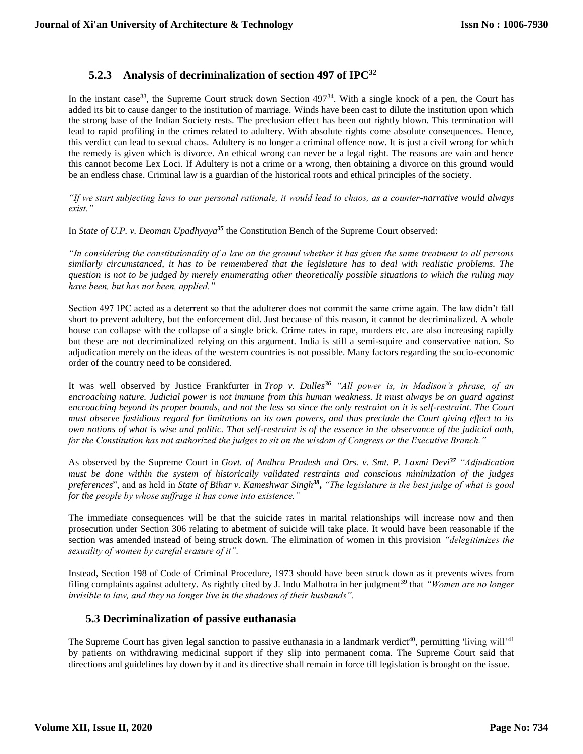### 5.2.3 Analysis of decriminalization of section 497 of IPC[32]

In the instant case[33], the Supreme Court struck down Section 497[34]. With a single knock of a pen, the Court has added its bit to cause danger to the institution of marriage. Winds have been cast to dilute the institution upon which the strong base of the Indian Society rests. The preclusion effect has been out rightly blown. This termination will lead to rapid profiling in the crimes related to adultery. With absolute rights come absolute consequences. Hence, this verdict can lead to sexual chaos. Adultery is no longer a criminal offence now. It is just a civil wrong for which the remedy is given which is divorce. An ethical wrong can never be a legal right. The reasons are vain and hence this cannot become Lex Loci. If Adultery is not a crime or a wrong, then obtaining a divorce on this ground would be an endless chase. Criminal law is a guardian of the historical roots and ethical principles of the society.

*"If we start subjecting laws to our personal rationale, it would lead to chaos, as a counter-narrative would always exist."*

In *State of U.P. v. Deoman Upadhyaya*[35] the Constitution Bench of the Supreme Court observed:

*"In considering the constitutionality of a law on the ground whether it has given the same treatment to all persons similarly circumstanced, it has to be remembered that the legislature has to deal with realistic problems. The question is not to be judged by merely enumerating other theoretically possible situations to which the ruling may have been, but has not been, applied."*

Section 497 IPC acted as a deterrent so that the adulterer does not commit the same crime again. The law didn't fall short to prevent adultery, but the enforcement did. Just because of this reason, it cannot be decriminalized. A whole house can collapse with the collapse of a single brick. Crime rates in rape, murders etc. are also increasing rapidly but these are not decriminalized relying on this argument. India is still a semi-squire and conservative nation. So adjudication merely on the ideas of the western countries is not possible. Many factors regarding the socio-economic order of the country need to be considered.

It was well observed by Justice Frankfurter in *Trop v. Dulles*[36] *"All power is, in Madison's phrase, of an encroaching nature. Judicial power is not immune from this human weakness. It must always be on guard against encroaching beyond its proper bounds, and not the less so since the only restraint on it is self-restraint. The Court must observe fastidious regard for limitations on its own powers, and thus preclude the Court giving effect to its own notions of what is wise and politic. That self-restraint is of the essence in the observance of the judicial oath, for the Constitution has not authorized the judges to sit on the wisdom of Congress or the Executive Branch."*

As observed by the Supreme Court in *Govt. of Andhra Pradesh and Ors. v. Smt. P. Laxmi Devi*[37] *"Adjudication must be done within the system of historically validated restraints and conscious minimization of the judges preferences*", and as held in *State of Bihar v. Kameshwar Singh*[38]*, "The legislature is the best judge of what is good for the people by whose suffrage it has come into existence."*

The immediate consequences will be that the suicide rates in marital relationships will increase now and then prosecution under Section 306 relating to abetment of suicide will take place. It would have been reasonable if the section was amended instead of being struck down. The elimination of women in this provision *"delegitimizes the sexuality of women by careful erasure of it".*

Instead, Section 198 of Code of Criminal Procedure, 1973 should have been struck down as it prevents wives from filing complaints against adultery. As rightly cited by J. Indu Malhotra in her judgment[39] that *"Women are no longer invisible to law, and they no longer live in the shadows of their husbands".*

## 5.3 Decriminalization of passive euthanasia

The Supreme Court has given legal sanction to passive euthanasia in a landmark verdict[40], permitting 'living will'[41] by patients on withdrawing medicinal support if they slip into permanent coma. The Supreme Court said that directions and guidelines lay down by it and its directive shall remain in force till legislation is brought on the issue.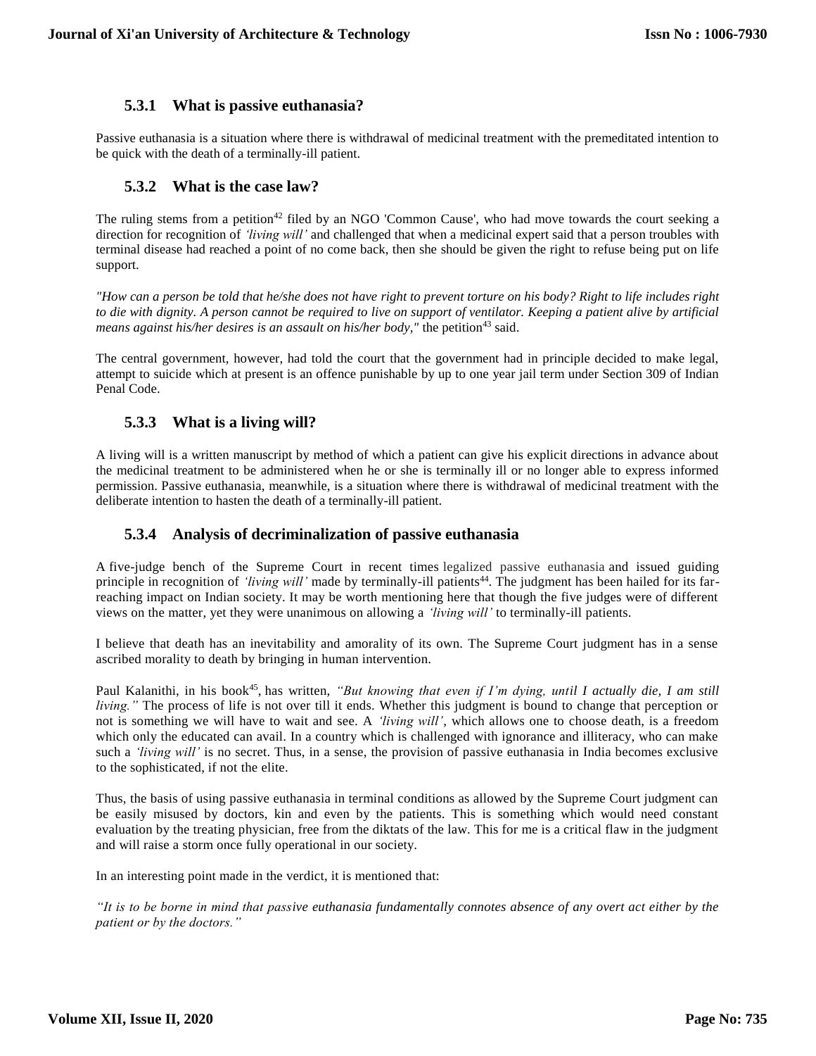### 5.3.1 What is passive euthanasia?

Passive euthanasia is a situation where there is withdrawal of medicinal treatment with the premeditated intention to be quick with the death of a terminally-ill patient.

### 5.3.2 What is the case law?

The ruling stems from a petition[42] filed by an NGO 'Common Cause', who had move towards the court seeking a direction for recognition of *'living will'* and challenged that when a medicinal expert said that a person troubles with terminal disease had reached a point of no come back, then she should be given the right to refuse being put on life support.

*"How can a person be told that he/she does not have right to prevent torture on his body? Right to life includes right to die with dignity. A person cannot be required to live on support of ventilator. Keeping a patient alive by artificial means against his/her desires is an assault on his/her body,"* the petition[43] said.

The central government, however, had told the court that the government had in principle decided to make legal, attempt to suicide which at present is an offence punishable by up to one year jail term under Section 309 of Indian Penal Code.

### 5.3.3 What is a living will?

A living will is a written manuscript by method of which a patient can give his explicit directions in advance about the medicinal treatment to be administered when he or she is terminally ill or no longer able to express informed permission. Passive euthanasia, meanwhile, is a situation where there is withdrawal of medicinal treatment with the deliberate intention to hasten the death of a terminally-ill patient.

### 5.3.4 Analysis of decriminalization of passive euthanasia

A five-judge bench of the Supreme Court in recent times legalized passive euthanasia and issued guiding principle in recognition of *'living will'* made by terminally-ill patients[44]. The judgment has been hailed for its far-reaching impact on Indian society. It may be worth mentioning here that though the five judges were of different views on the matter, yet they were unanimous on allowing a *'living will'* to terminally-ill patients.

I believe that death has an inevitability and amorality of its own. The Supreme Court judgment has in a sense ascribed morality to death by bringing in human intervention.

Paul Kalanithi, in his book[45], has written, *"But knowing that even if I'm dying, until I actually die, I am still living."* The process of life is not over till it ends. Whether this judgment is bound to change that perception or not is something we will have to wait and see. A *'living will'*, which allows one to choose death, is a freedom which only the educated can avail. In a country which is challenged with ignorance and illiteracy, who can make such a *'living will'* is no secret. Thus, in a sense, the provision of passive euthanasia in India becomes exclusive to the sophisticated, if not the elite.

Thus, the basis of using passive euthanasia in terminal conditions as allowed by the Supreme Court judgment can be easily misused by doctors, kin and even by the patients. This is something which would need constant evaluation by the treating physician, free from the diktats of the law. This for me is a critical flaw in the judgment and will raise a storm once fully operational in our society.

In an interesting point made in the verdict, it is mentioned that:

*"It is to be borne in mind that passive euthanasia fundamentally connotes absence of any overt act either by the patient or by the doctors."*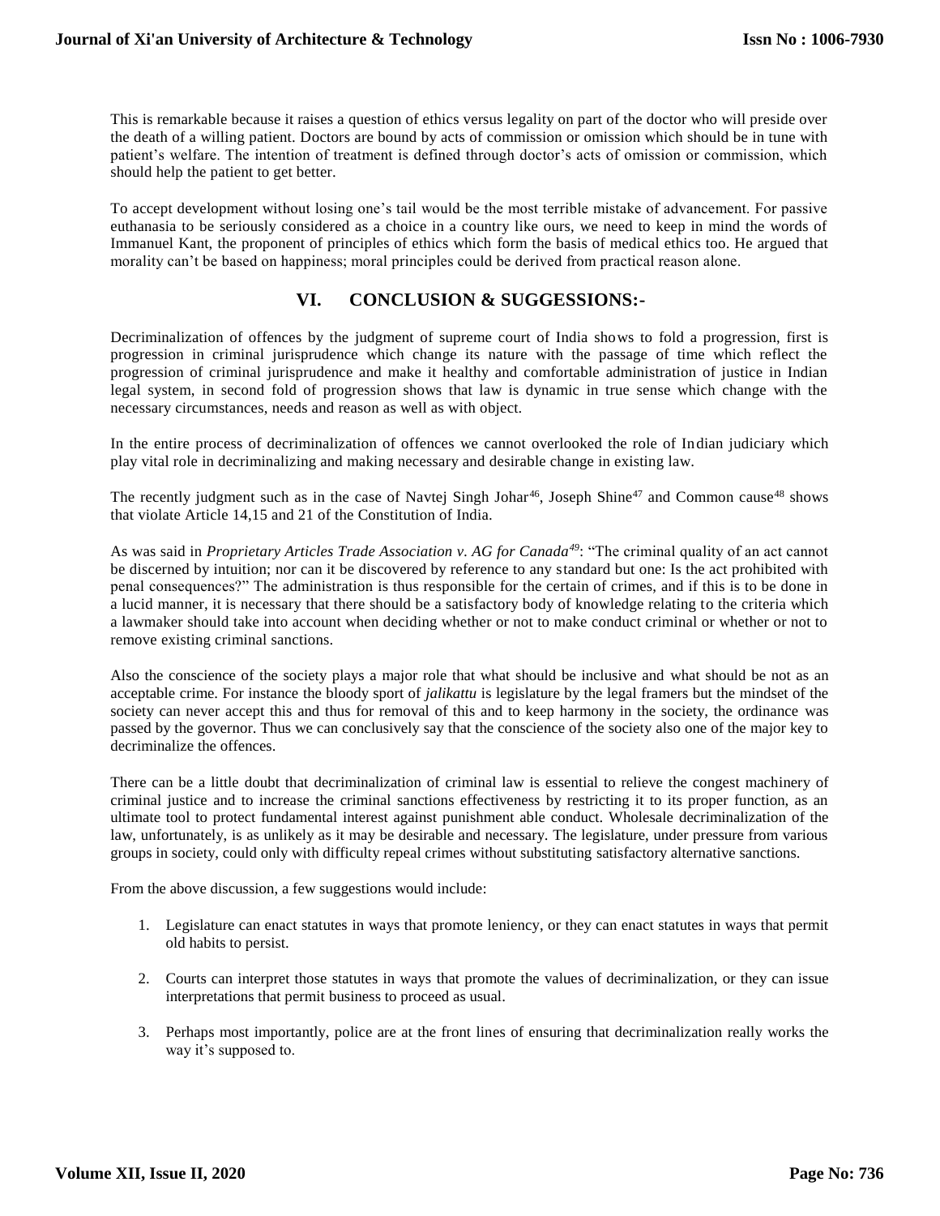This is remarkable because it raises a question of ethics versus legality on part of the doctor who will preside over the death of a willing patient. Doctors are bound by acts of commission or omission which should be in tune with patient's welfare. The intention of treatment is defined through doctor's acts of omission or commission, which should help the patient to get better.

To accept development without losing one's tail would be the most terrible mistake of advancement. For passive euthanasia to be seriously considered as a choice in a country like ours, we need to keep in mind the words of Immanuel Kant, the proponent of principles of ethics which form the basis of medical ethics too. He argued that morality can't be based on happiness; moral principles could be derived from practical reason alone.

## VI. CONCLUSION & SUGGESSIONS:-

Decriminalization of offences by the judgment of supreme court of India shows to fold a progression, first is progression in criminal jurisprudence which change its nature with the passage of time which reflect the progression of criminal jurisprudence and make it healthy and comfortable administration of justice in Indian legal system, in second fold of progression shows that law is dynamic in true sense which change with the necessary circumstances, needs and reason as well as with object.

In the entire process of decriminalization of offences we cannot overlooked the role of Indian judiciary which play vital role in decriminalizing and making necessary and desirable change in existing law.

The recently judgment such as in the case of Navtej Singh Johar[46], Joseph Shine[47] and Common cause[48] shows that violate Article 14,15 and 21 of the Constitution of India.

As was said in *Proprietary Articles Trade Association v. AG for Canada*[49]: "The criminal quality of an act cannot be discerned by intuition; nor can it be discovered by reference to any standard but one: Is the act prohibited with penal consequences?" The administration is thus responsible for the certain of crimes, and if this is to be done in a lucid manner, it is necessary that there should be a satisfactory body of knowledge relating to the criteria which a lawmaker should take into account when deciding whether or not to make conduct criminal or whether or not to remove existing criminal sanctions.

Also the conscience of the society plays a major role that what should be inclusive and what should be not as an acceptable crime. For instance the bloody sport of *jalikattu* is legislature by the legal framers but the mindset of the society can never accept this and thus for removal of this and to keep harmony in the society, the ordinance was passed by the governor. Thus we can conclusively say that the conscience of the society also one of the major key to decriminalize the offences.

There can be a little doubt that decriminalization of criminal law is essential to relieve the congest machinery of criminal justice and to increase the criminal sanctions effectiveness by restricting it to its proper function, as an ultimate tool to protect fundamental interest against punishment able conduct. Wholesale decriminalization of the law, unfortunately, is as unlikely as it may be desirable and necessary. The legislature, under pressure from various groups in society, could only with difficulty repeal crimes without substituting satisfactory alternative sanctions.

From the above discussion, a few suggestions would include:

1. Legislature can enact statutes in ways that promote leniency, or they can enact statutes in ways that permit old habits to persist.

2. Courts can interpret those statutes in ways that promote the values of decriminalization, or they can issue interpretations that permit business to proceed as usual.

3. Perhaps most importantly, police are at the front lines of ensuring that decriminalization really works the way it's supposed to.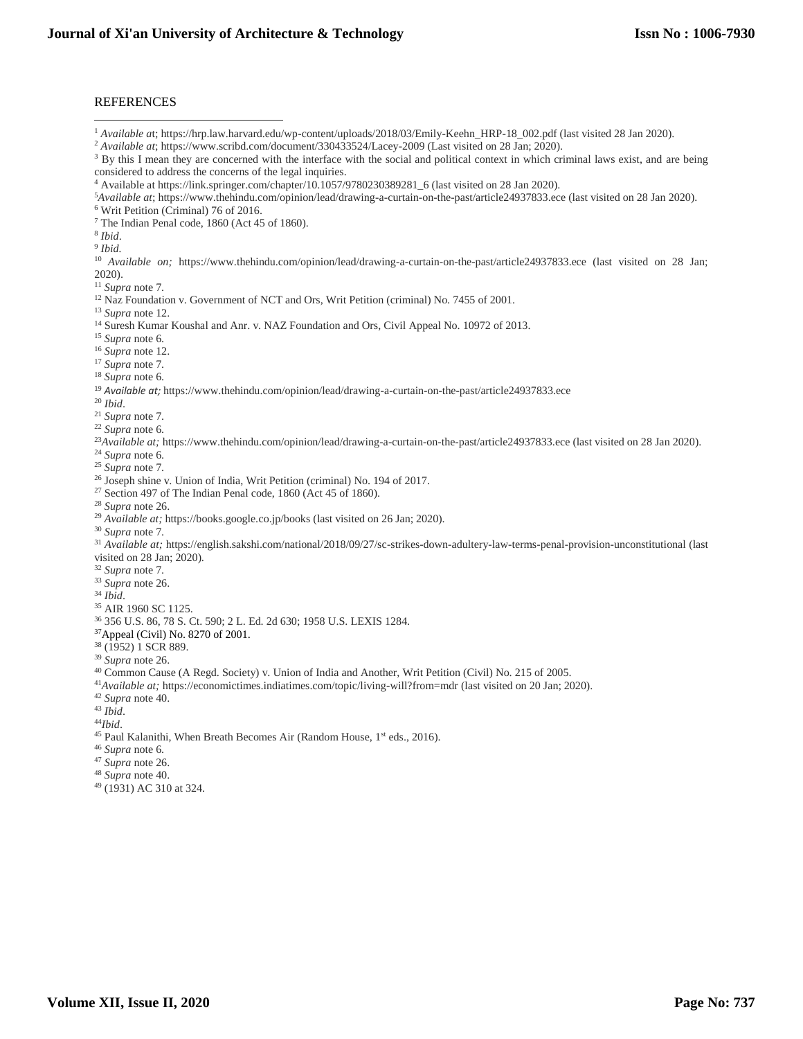REFERENCES

[1] *Available at*; https://hrp.law.harvard.edu/wp-content/uploads/2018/03/Emily-Keehn_HRP-18_002.pdf (last visited 28 Jan 2020).

[2] *Available at*; https://www.scribd.com/document/330433524/Lacey-2009 (Last visited on 28 Jan; 2020).

[3] By this I mean they are concerned with the interface with the social and political context in which criminal laws exist, and are being considered to address the concerns of the legal inquiries.

[4] Available at https://link.springer.com/chapter/10.1057/9780230389281_6 (last visited on 28 Jan 2020).

[5] *Available at*; https://www.thehindu.com/opinion/lead/drawing-a-curtain-on-the-past/article24937833.ece (last visited on 28 Jan 2020).

[6] Writ Petition (Criminal) 76 of 2016.

[7] The Indian Penal code, 1860 (Act 45 of 1860).

[8] *Ibid*.

[9] *Ibid.*

[10] *Available on;* https://www.thehindu.com/opinion/lead/drawing-a-curtain-on-the-past/article24937833.ece (last visited on 28 Jan; 2020).

[11] *Supra* note 7.

[12] Naz Foundation v. Government of NCT and Ors, Writ Petition (criminal) No. 7455 of 2001.

[13] *Supra* note 12.

[14] Suresh Kumar Koushal and Anr. v. NAZ Foundation and Ors, Civil Appeal No. 10972 of 2013.

[15] *Supra* note 6.

[16] *Supra* note 12.

[17] *Supra* note 7.

[18] *Supra* note 6.

[19] *Available at;* https://www.thehindu.com/opinion/lead/drawing-a-curtain-on-the-past/article24937833.ece

[20] *Ibid*.

[21] *Supra* note 7.

[22] *Supra* note 6.

[23] *Available at;* https://www.thehindu.com/opinion/lead/drawing-a-curtain-on-the-past/article24937833.ece (last visited on 28 Jan 2020).

[24] *Supra* note 6.

[25] *Supra* note 7.

[26] Joseph shine v. Union of India, Writ Petition (criminal) No. 194 of 2017.

[27] Section 497 of The Indian Penal code, 1860 (Act 45 of 1860).

[28] *Supra* note 26.

[29] *Available at;* https://books.google.co.jp/books (last visited on 26 Jan; 2020).

[30] *Supra* note 7.

[31] *Available at;* https://english.sakshi.com/national/2018/09/27/sc-strikes-down-adultery-law-terms-penal-provision-unconstitutional (last visited on 28 Jan; 2020).

[32] *Supra* note 7.

[33] *Supra* note 26.

[34] *Ibid*.

[35] AIR 1960 SC 1125.

[36] 356 U.S. 86, 78 S. Ct. 590; 2 L. Ed. 2d 630; 1958 U.S. LEXIS 1284.

[37] Appeal (Civil) No. 8270 of 2001.

[38] (1952) 1 SCR 889.

[39] *Supra* note 26.

[40] Common Cause (A Regd. Society) v. Union of India and Another, Writ Petition (Civil) No. 215 of 2005.

[41] *Available at;* https://economictimes.indiatimes.com/topic/living-will?from=mdr (last visited on 20 Jan; 2020).

[42] *Supra* note 40.

[43] *Ibid*.

[44] *Ibid*.

[45] Paul Kalanithi, When Breath Becomes Air (Random House, 1st eds., 2016).

[46] *Supra* note 6.

[47] *Supra* note 26.

[48] *Supra* note 40.

[49] (1931) AC 310 at 324.